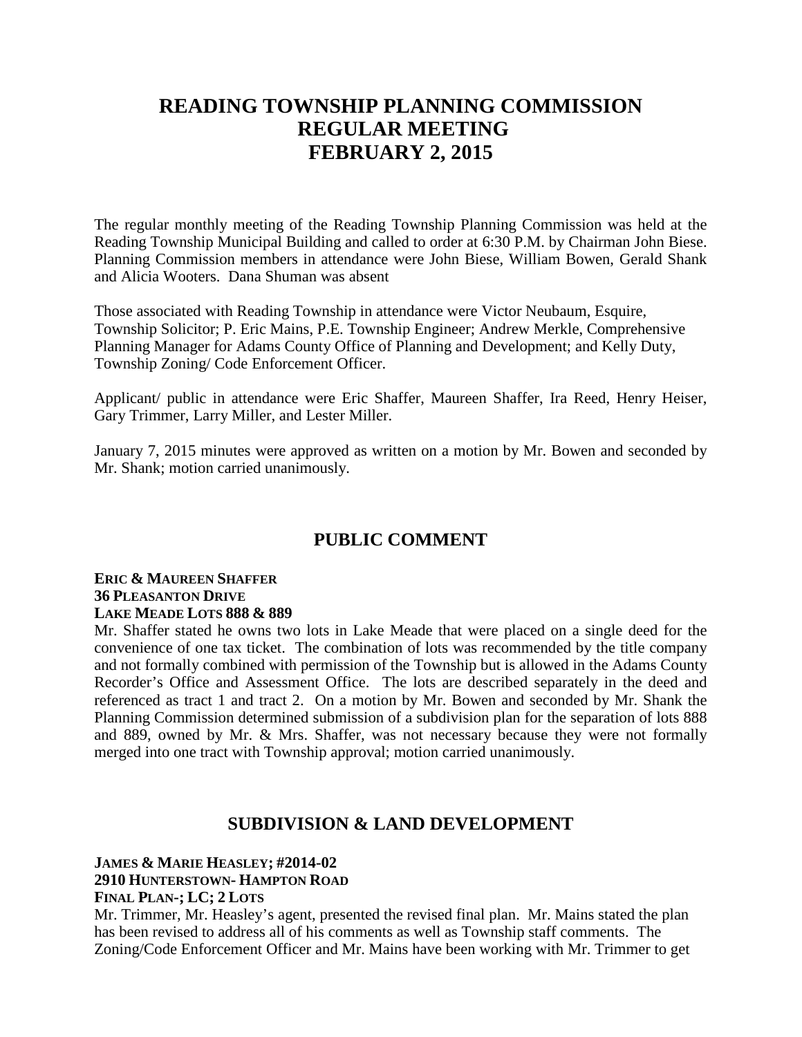# READING TOWNSHIP PLANNING COMMISSION
# REGULAR MEETING
# FEBRUARY 2, 2015

The regular monthly meeting of the Reading Township Planning Commission was held at the Reading Township Municipal Building and called to order at 6:30 P.M. by Chairman John Biese. Planning Commission members in attendance were John Biese, William Bowen, Gerald Shank and Alicia Wooters. Dana Shuman was absent

Those associated with Reading Township in attendance were Victor Neubaum, Esquire, Township Solicitor; P. Eric Mains, P.E. Township Engineer; Andrew Merkle, Comprehensive Planning Manager for Adams County Office of Planning and Development; and Kelly Duty, Township Zoning/ Code Enforcement Officer.

Applicant/ public in attendance were Eric Shaffer, Maureen Shaffer, Ira Reed, Henry Heiser, Gary Trimmer, Larry Miller, and Lester Miller.

January 7, 2015 minutes were approved as written on a motion by Mr. Bowen and seconded by Mr. Shank; motion carried unanimously.

## PUBLIC COMMENT

**ERIC & MAUREEN SHAFFER**
**36 PLEASANTON DRIVE**
**LAKE MEADE LOTS 888 & 889**

Mr. Shaffer stated he owns two lots in Lake Meade that were placed on a single deed for the convenience of one tax ticket. The combination of lots was recommended by the title company and not formally combined with permission of the Township but is allowed in the Adams County Recorder's Office and Assessment Office. The lots are described separately in the deed and referenced as tract 1 and tract 2. On a motion by Mr. Bowen and seconded by Mr. Shank the Planning Commission determined submission of a subdivision plan for the separation of lots 888 and 889, owned by Mr. & Mrs. Shaffer, was not necessary because they were not formally merged into one tract with Township approval; motion carried unanimously.

## SUBDIVISION & LAND DEVELOPMENT

**JAMES & MARIE HEASLEY; #2014-02**
**2910 HUNTERSTOWN- HAMPTON ROAD**
**FINAL PLAN-; LC; 2 LOTS**

Mr. Trimmer, Mr. Heasley's agent, presented the revised final plan. Mr. Mains stated the plan has been revised to address all of his comments as well as Township staff comments. The Zoning/Code Enforcement Officer and Mr. Mains have been working with Mr. Trimmer to get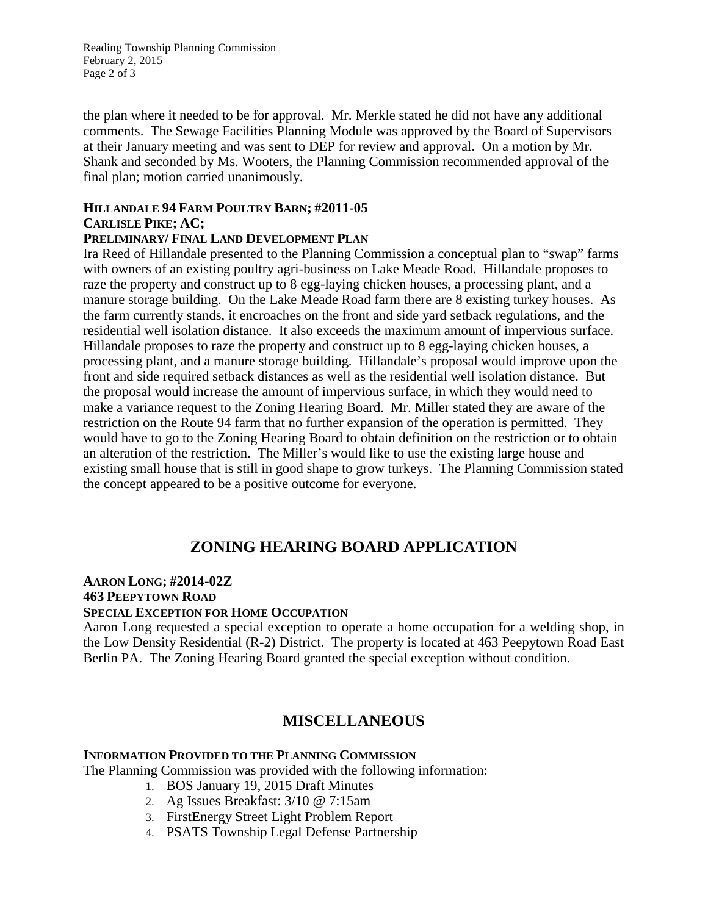the plan where it needed to be for approval. Mr. Merkle stated he did not have any additional comments. The Sewage Facilities Planning Module was approved by the Board of Supervisors at their January meeting and was sent to DEP for review and approval. On a motion by Mr. Shank and seconded by Ms. Wooters, the Planning Commission recommended approval of the final plan; motion carried unanimously.

**HILLANDALE 94 FARM POULTRY BARN; #2011-05**
**CARLISLE PIKE; AC;**
**PRELIMINARY/ FINAL LAND DEVELOPMENT PLAN**

Ira Reed of Hillandale presented to the Planning Commission a conceptual plan to "swap" farms with owners of an existing poultry agri-business on Lake Meade Road. Hillandale proposes to raze the property and construct up to 8 egg-laying chicken houses, a processing plant, and a manure storage building. On the Lake Meade Road farm there are 8 existing turkey houses. As the farm currently stands, it encroaches on the front and side yard setback regulations, and the residential well isolation distance. It also exceeds the maximum amount of impervious surface. Hillandale proposes to raze the property and construct up to 8 egg-laying chicken houses, a processing plant, and a manure storage building. Hillandale's proposal would improve upon the front and side required setback distances as well as the residential well isolation distance. But the proposal would increase the amount of impervious surface, in which they would need to make a variance request to the Zoning Hearing Board. Mr. Miller stated they are aware of the restriction on the Route 94 farm that no further expansion of the operation is permitted. They would have to go to the Zoning Hearing Board to obtain definition on the restriction or to obtain an alteration of the restriction. The Miller's would like to use the existing large house and existing small house that is still in good shape to grow turkeys. The Planning Commission stated the concept appeared to be a positive outcome for everyone.

## ZONING HEARING BOARD APPLICATION

**AARON LONG; #2014-02Z**
**463 PEEPYTOWN ROAD**
**SPECIAL EXCEPTION FOR HOME OCCUPATION**

Aaron Long requested a special exception to operate a home occupation for a welding shop, in the Low Density Residential (R-2) District. The property is located at 463 Peepytown Road East Berlin PA. The Zoning Hearing Board granted the special exception without condition.

## MISCELLANEOUS

**INFORMATION PROVIDED TO THE PLANNING COMMISSION**

The Planning Commission was provided with the following information:

1. BOS January 19, 2015 Draft Minutes
2. Ag Issues Breakfast: 3/10 @ 7:15am
3. FirstEnergy Street Light Problem Report
4. PSATS Township Legal Defense Partnership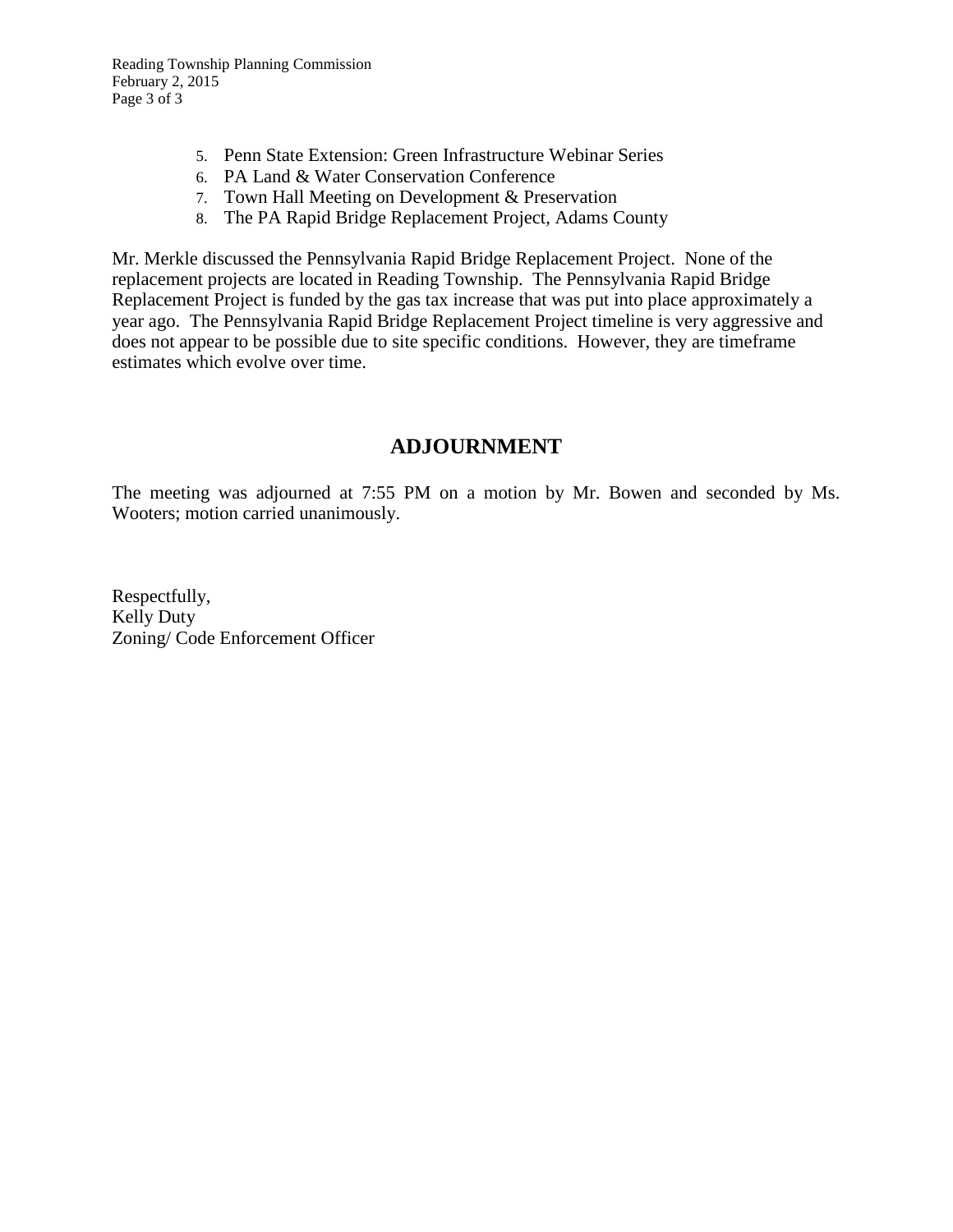5. Penn State Extension: Green Infrastructure Webinar Series
6. PA Land & Water Conservation Conference
7. Town Hall Meeting on Development & Preservation
8. The PA Rapid Bridge Replacement Project, Adams County

Mr. Merkle discussed the Pennsylvania Rapid Bridge Replacement Project. None of the replacement projects are located in Reading Township. The Pennsylvania Rapid Bridge Replacement Project is funded by the gas tax increase that was put into place approximately a year ago. The Pennsylvania Rapid Bridge Replacement Project timeline is very aggressive and does not appear to be possible due to site specific conditions. However, they are timeframe estimates which evolve over time.

## ADJOURNMENT

The meeting was adjourned at 7:55 PM on a motion by Mr. Bowen and seconded by Ms. Wooters; motion carried unanimously.

Respectfully,
Kelly Duty
Zoning/ Code Enforcement Officer